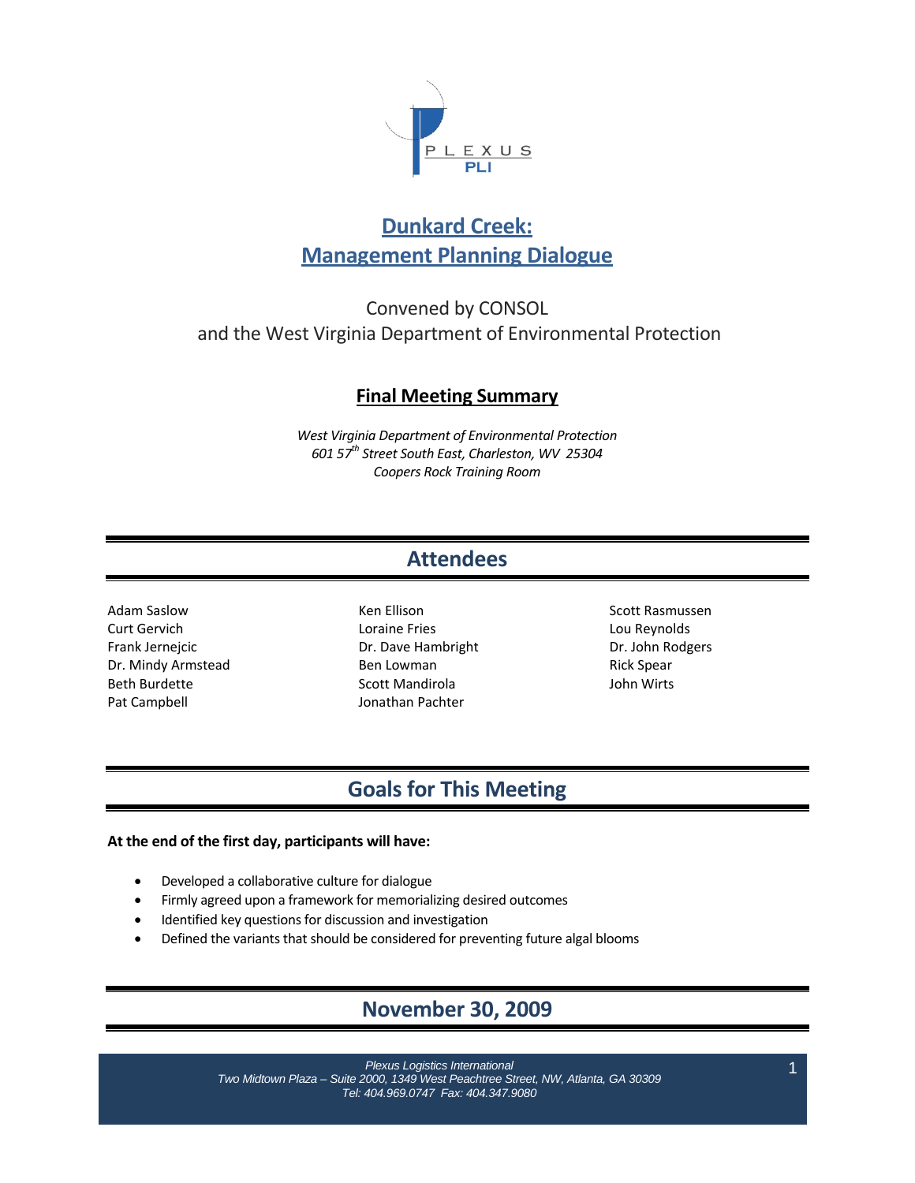# Dunkard Creek: Management Planning Dialogue

Convened by CONSOL
and the West Virginia Department of Environmental Protection

## Final Meeting Summary

*West Virginia Department of Environmental Protection*
*601 57th Street South East, Charleston, WV 25304*
*Coopers Rock Training Room*

## Attendees

Adam Saslow
Curt Gervich
Frank Jernejcic
Dr. Mindy Armstead
Beth Burdette
Pat Campbell
Ken Ellison
Loraine Fries
Dr. Dave Hambright
Ben Lowman
Scott Mandirola
Jonathan Pachter
Scott Rasmussen
Lou Reynolds
Dr. John Rodgers
Rick Spear
John Wirts

## Goals for This Meeting

**At the end of the first day, participants will have:**

- Developed a collaborative culture for dialogue
- Firmly agreed upon a framework for memorializing desired outcomes
- Identified key questions for discussion and investigation
- Defined the variants that should be considered for preventing future algal blooms

## November 30, 2009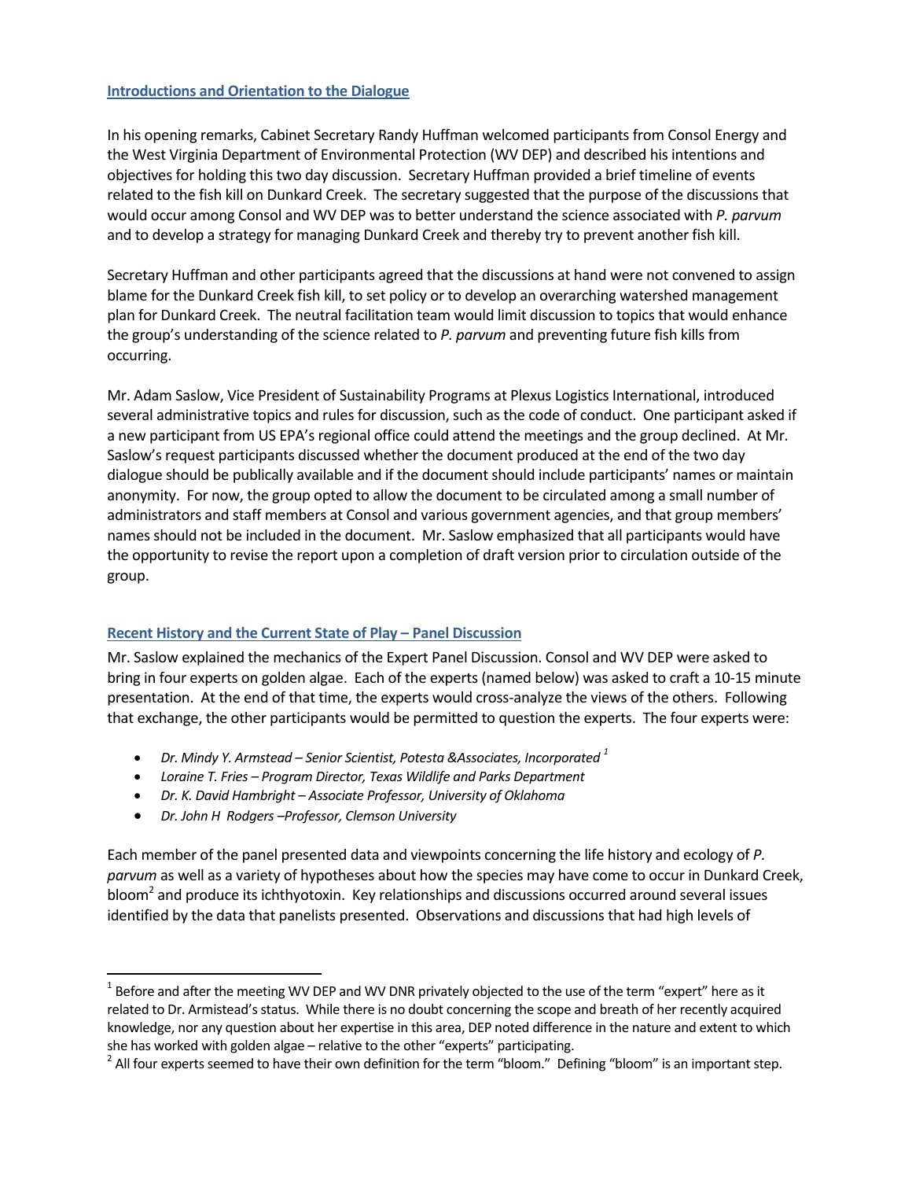## Introductions and Orientation to the Dialogue

In his opening remarks, Cabinet Secretary Randy Huffman welcomed participants from Consol Energy and the West Virginia Department of Environmental Protection (WV DEP) and described his intentions and objectives for holding this two day discussion. Secretary Huffman provided a brief timeline of events related to the fish kill on Dunkard Creek. The secretary suggested that the purpose of the discussions that would occur among Consol and WV DEP was to better understand the science associated with *P. parvum* and to develop a strategy for managing Dunkard Creek and thereby try to prevent another fish kill.

Secretary Huffman and other participants agreed that the discussions at hand were not convened to assign blame for the Dunkard Creek fish kill, to set policy or to develop an overarching watershed management plan for Dunkard Creek. The neutral facilitation team would limit discussion to topics that would enhance the group's understanding of the science related to *P. parvum* and preventing future fish kills from occurring.

Mr. Adam Saslow, Vice President of Sustainability Programs at Plexus Logistics International, introduced several administrative topics and rules for discussion, such as the code of conduct. One participant asked if a new participant from US EPA's regional office could attend the meetings and the group declined. At Mr. Saslow's request participants discussed whether the document produced at the end of the two day dialogue should be publically available and if the document should include participants' names or maintain anonymity. For now, the group opted to allow the document to be circulated among a small number of administrators and staff members at Consol and various government agencies, and that group members' names should not be included in the document. Mr. Saslow emphasized that all participants would have the opportunity to revise the report upon a completion of draft version prior to circulation outside of the group.

## Recent History and the Current State of Play – Panel Discussion

Mr. Saslow explained the mechanics of the Expert Panel Discussion. Consol and WV DEP were asked to bring in four experts on golden algae. Each of the experts (named below) was asked to craft a 10-15 minute presentation. At the end of that time, the experts would cross-analyze the views of the others. Following that exchange, the other participants would be permitted to question the experts. The four experts were:

- *Dr. Mindy Y. Armstead – Senior Scientist, Potesta &Associates, Incorporated* [1]
- *Loraine T. Fries – Program Director, Texas Wildlife and Parks Department*
- *Dr. K. David Hambright – Associate Professor, University of Oklahoma*
- *Dr. John H Rodgers –Professor, Clemson University*

Each member of the panel presented data and viewpoints concerning the life history and ecology of *P. parvum* as well as a variety of hypotheses about how the species may have come to occur in Dunkard Creek, bloom[2] and produce its ichthyotoxin. Key relationships and discussions occurred around several issues identified by the data that panelists presented. Observations and discussions that had high levels of

[1] Before and after the meeting WV DEP and WV DNR privately objected to the use of the term "expert" here as it related to Dr. Armstead's status. While there is no doubt concerning the scope and breath of her recently acquired knowledge, nor any question about her expertise in this area, DEP noted difference in the nature and extent to which she has worked with golden algae – relative to the other "experts" participating.

[2] All four experts seemed to have their own definition for the term "bloom." Defining "bloom" is an important step.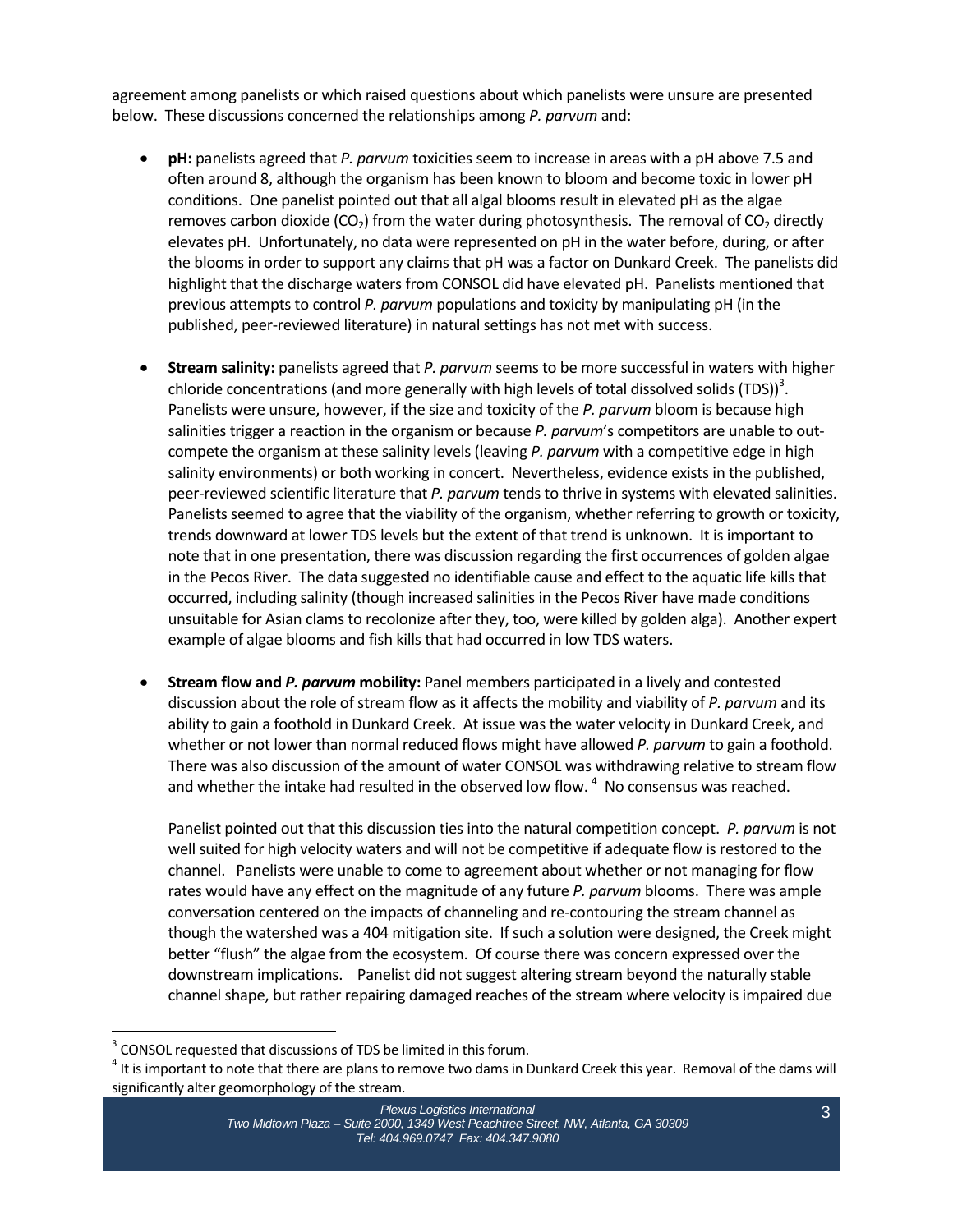agreement among panelists or which raised questions about which panelists were unsure are presented below. These discussions concerned the relationships among *P. parvum* and:

- **pH:** panelists agreed that *P. parvum* toxicities seem to increase in areas with a pH above 7.5 and often around 8, although the organism has been known to bloom and become toxic in lower pH conditions. One panelist pointed out that all algal blooms result in elevated pH as the algae removes carbon dioxide ($CO_2$) from the water during photosynthesis. The removal of $CO_2$ directly elevates pH. Unfortunately, no data were represented on pH in the water before, during, or after the blooms in order to support any claims that pH was a factor on Dunkard Creek. The panelists did highlight that the discharge waters from CONSOL did have elevated pH. Panelists mentioned that previous attempts to control *P. parvum* populations and toxicity by manipulating pH (in the published, peer-reviewed literature) in natural settings has not met with success.

- **Stream salinity:** panelists agreed that *P. parvum* seems to be more successful in waters with higher chloride concentrations (and more generally with high levels of total dissolved solids (TDS))[3]. Panelists were unsure, however, if the size and toxicity of the *P. parvum* bloom is because high salinities trigger a reaction in the organism or because *P. parvum*'s competitors are unable to out-compete the organism at these salinity levels (leaving *P. parvum* with a competitive edge in high salinity environments) or both working in concert. Nevertheless, evidence exists in the published, peer-reviewed scientific literature that *P. parvum* tends to thrive in systems with elevated salinities. Panelists seemed to agree that the viability of the organism, whether referring to growth or toxicity, trends downward at lower TDS levels but the extent of that trend is unknown. It is important to note that in one presentation, there was discussion regarding the first occurrences of golden algae in the Pecos River. The data suggested no identifiable cause and effect to the aquatic life kills that occurred, including salinity (though increased salinities in the Pecos River have made conditions unsuitable for Asian clams to recolonize after they, too, were killed by golden alga). Another expert example of algae blooms and fish kills that had occurred in low TDS waters.

- **Stream flow and *P. parvum* mobility:** Panel members participated in a lively and contested discussion about the role of stream flow as it affects the mobility and viability of *P. parvum* and its ability to gain a foothold in Dunkard Creek. At issue was the water velocity in Dunkard Creek, and whether or not lower than normal reduced flows might have allowed *P. parvum* to gain a foothold. There was also discussion of the amount of water CONSOL was withdrawing relative to stream flow and whether the intake had resulted in the observed low flow. [4] No consensus was reached.

  Panelist pointed out that this discussion ties into the natural competition concept. *P. parvum* is not well suited for high velocity waters and will not be competitive if adequate flow is restored to the channel. Panelists were unable to come to agreement about whether or not managing for flow rates would have any effect on the magnitude of any future *P. parvum* blooms. There was ample conversation centered on the impacts of channeling and re-contouring the stream channel as though the watershed was a 404 mitigation site. If such a solution were designed, the Creek might better "flush" the algae from the ecosystem. Of course there was concern expressed over the downstream implications. Panelist did not suggest altering stream beyond the naturally stable channel shape, but rather repairing damaged reaches of the stream where velocity is impaired due

[3] CONSOL requested that discussions of TDS be limited in this forum.

[4] It is important to note that there are plans to remove two dams in Dunkard Creek this year. Removal of the dams will significantly alter geomorphology of the stream.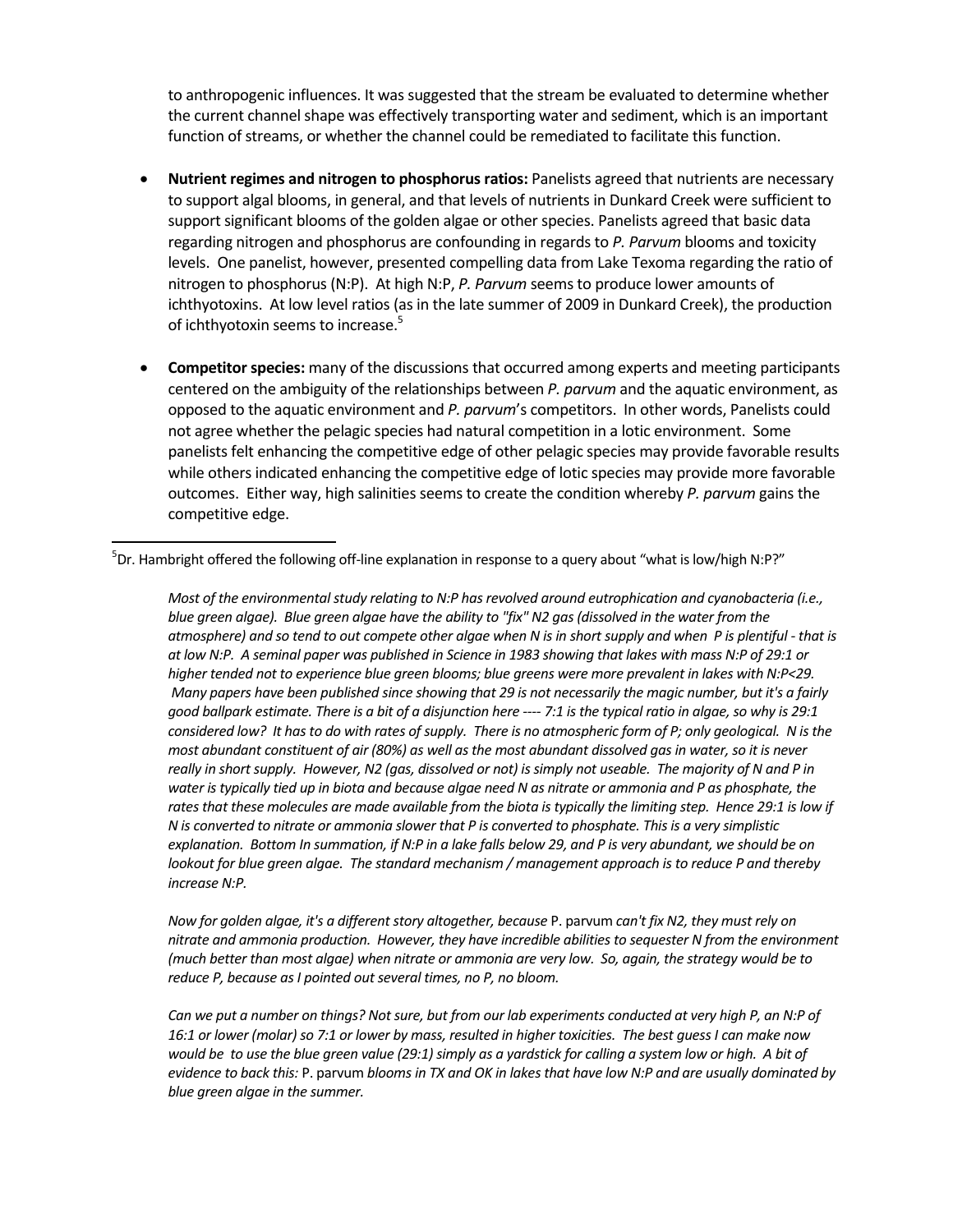to anthropogenic influences. It was suggested that the stream be evaluated to determine whether the current channel shape was effectively transporting water and sediment, which is an important function of streams, or whether the channel could be remediated to facilitate this function.

- **Nutrient regimes and nitrogen to phosphorus ratios:** Panelists agreed that nutrients are necessary to support algal blooms, in general, and that levels of nutrients in Dunkard Creek were sufficient to support significant blooms of the golden algae or other species. Panelists agreed that basic data regarding nitrogen and phosphorus are confounding in regards to *P. Parvum* blooms and toxicity levels. One panelist, however, presented compelling data from Lake Texoma regarding the ratio of nitrogen to phosphorus (N:P). At high N:P, *P. Parvum* seems to produce lower amounts of ichthyotoxins. At low level ratios (as in the late summer of 2009 in Dunkard Creek), the production of ichthyotoxin seems to increase.[5]

- **Competitor species:** many of the discussions that occurred among experts and meeting participants centered on the ambiguity of the relationships between *P. parvum* and the aquatic environment, as opposed to the aquatic environment and *P. parvum*'s competitors. In other words, Panelists could not agree whether the pelagic species had natural competition in a lotic environment. Some panelists felt enhancing the competitive edge of other pelagic species may provide favorable results while others indicated enhancing the competitive edge of lotic species may provide more favorable outcomes. Either way, high salinities seems to create the condition whereby *P. parvum* gains the competitive edge.

---

[5]Dr. Hambright offered the following off-line explanation in response to a query about "what is low/high N:P?"

> *Most of the environmental study relating to N:P has revolved around eutrophication and cyanobacteria (i.e., blue green algae). Blue green algae have the ability to "fix" N2 gas (dissolved in the water from the atmosphere) and so tend to out compete other algae when N is in short supply and when P is plentiful - that is at low N:P. A seminal paper was published in Science in 1983 showing that lakes with mass N:P of 29:1 or higher tended not to experience blue green blooms; blue greens were more prevalent in lakes with N:P<29. Many papers have been published since showing that 29 is not necessarily the magic number, but it's a fairly good ballpark estimate. There is a bit of a disjunction here ---- 7:1 is the typical ratio in algae, so why is 29:1 considered low? It has to do with rates of supply. There is no atmospheric form of P; only geological. N is the most abundant constituent of air (80%) as well as the most abundant dissolved gas in water, so it is never really in short supply. However, N2 (gas, dissolved or not) is simply not useable. The majority of N and P in water is typically tied up in biota and because algae need N as nitrate or ammonia and P as phosphate, the rates that these molecules are made available from the biota is typically the limiting step. Hence 29:1 is low if N is converted to nitrate or ammonia slower that P is converted to phosphate. This is a very simplistic explanation. Bottom In summation, if N:P in a lake falls below 29, and P is very abundant, we should be on lookout for blue green algae. The standard mechanism / management approach is to reduce P and thereby increase N:P.*
>
> *Now for golden algae, it's a different story altogether, because* P. parvum *can't fix N2, they must rely on nitrate and ammonia production. However, they have incredible abilities to sequester N from the environment (much better than most algae) when nitrate or ammonia are very low. So, again, the strategy would be to reduce P, because as I pointed out several times, no P, no bloom.*
>
> *Can we put a number on things? Not sure, but from our lab experiments conducted at very high P, an N:P of 16:1 or lower (molar) so 7:1 or lower by mass, resulted in higher toxicities. The best guess I can make now would be to use the blue green value (29:1) simply as a yardstick for calling a system low or high. A bit of evidence to back this:* P. parvum *blooms in TX and OK in lakes that have low N:P and are usually dominated by blue green algae in the summer.*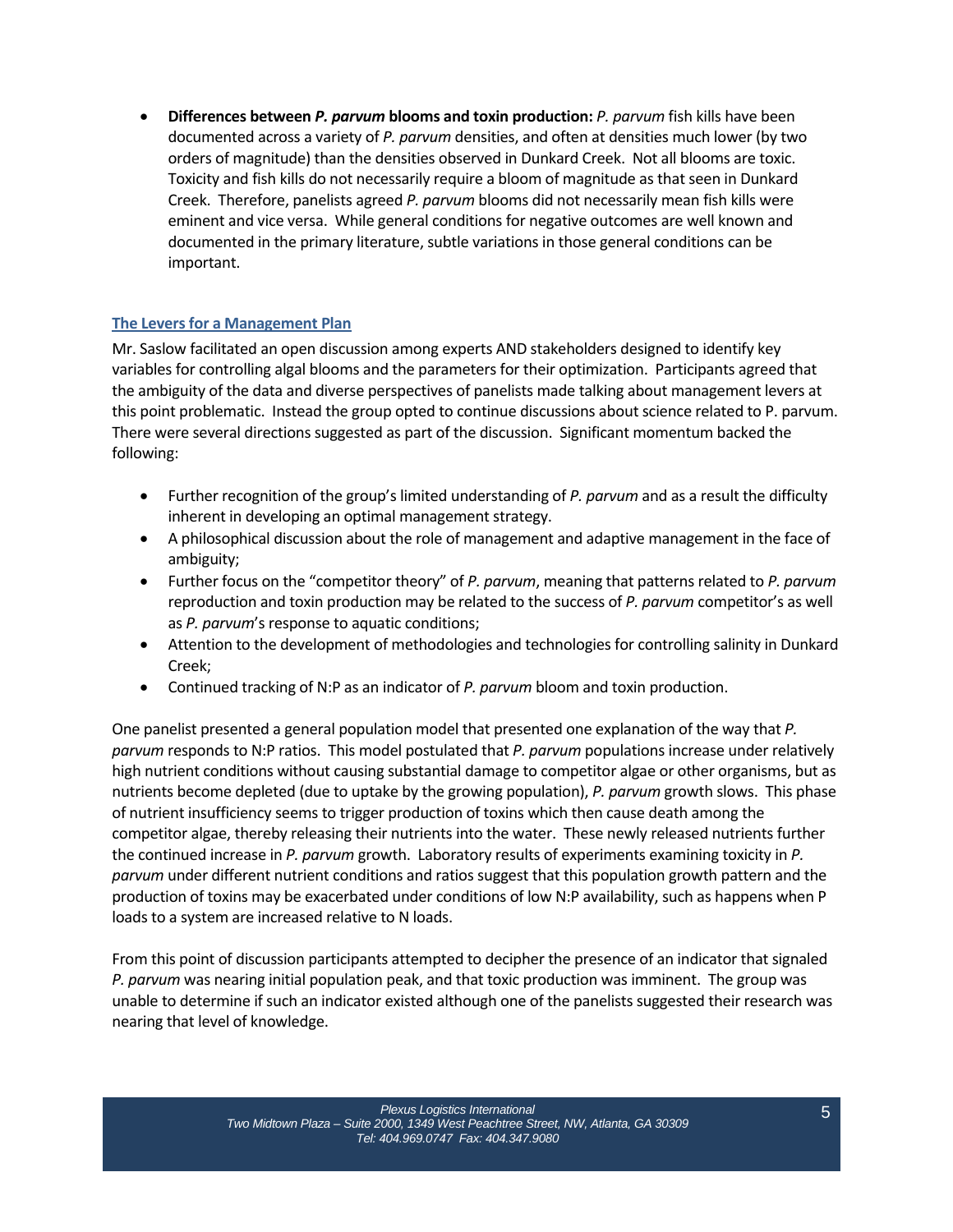- **Differences between *P. parvum* blooms and toxin production:** *P. parvum* fish kills have been documented across a variety of *P. parvum* densities, and often at densities much lower (by two orders of magnitude) than the densities observed in Dunkard Creek. Not all blooms are toxic. Toxicity and fish kills do not necessarily require a bloom of magnitude as that seen in Dunkard Creek. Therefore, panelists agreed *P. parvum* blooms did not necessarily mean fish kills were eminent and vice versa. While general conditions for negative outcomes are well known and documented in the primary literature, subtle variations in those general conditions can be important.

### The Levers for a Management Plan

Mr. Saslow facilitated an open discussion among experts AND stakeholders designed to identify key variables for controlling algal blooms and the parameters for their optimization. Participants agreed that the ambiguity of the data and diverse perspectives of panelists made talking about management levers at this point problematic. Instead the group opted to continue discussions about science related to P. parvum. There were several directions suggested as part of the discussion. Significant momentum backed the following:

- Further recognition of the group's limited understanding of *P. parvum* and as a result the difficulty inherent in developing an optimal management strategy.
- A philosophical discussion about the role of management and adaptive management in the face of ambiguity;
- Further focus on the "competitor theory" of *P. parvum*, meaning that patterns related to *P. parvum* reproduction and toxin production may be related to the success of *P. parvum* competitor's as well as *P. parvum*'s response to aquatic conditions;
- Attention to the development of methodologies and technologies for controlling salinity in Dunkard Creek;
- Continued tracking of N:P as an indicator of *P. parvum* bloom and toxin production.

One panelist presented a general population model that presented one explanation of the way that *P. parvum* responds to N:P ratios. This model postulated that *P. parvum* populations increase under relatively high nutrient conditions without causing substantial damage to competitor algae or other organisms, but as nutrients become depleted (due to uptake by the growing population), *P. parvum* growth slows. This phase of nutrient insufficiency seems to trigger production of toxins which then cause death among the competitor algae, thereby releasing their nutrients into the water. These newly released nutrients further the continued increase in *P. parvum* growth. Laboratory results of experiments examining toxicity in *P. parvum* under different nutrient conditions and ratios suggest that this population growth pattern and the production of toxins may be exacerbated under conditions of low N:P availability, such as happens when P loads to a system are increased relative to N loads.

From this point of discussion participants attempted to decipher the presence of an indicator that signaled *P. parvum* was nearing initial population peak, and that toxic production was imminent. The group was unable to determine if such an indicator existed although one of the panelists suggested their research was nearing that level of knowledge.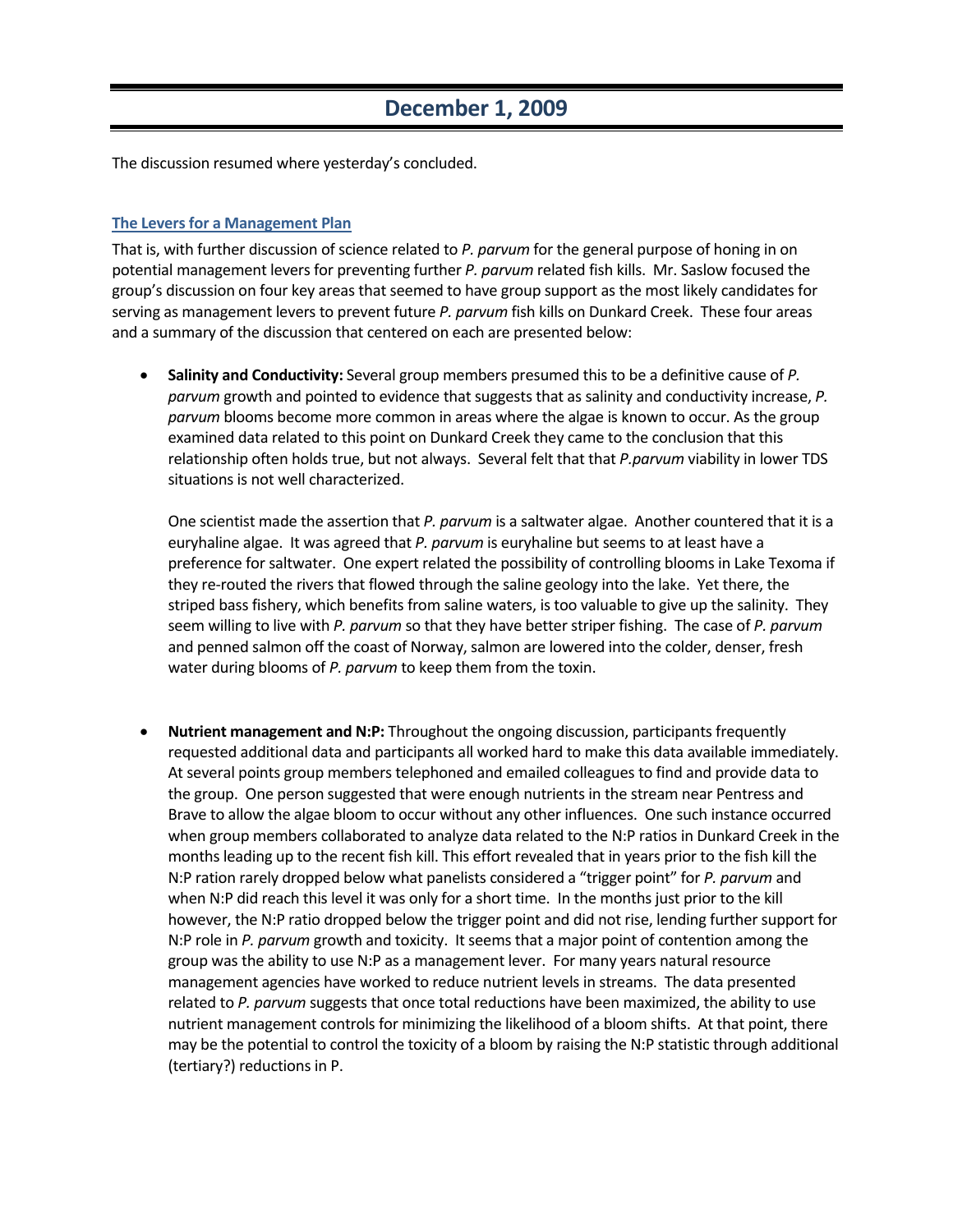# December 1, 2009

The discussion resumed where yesterday's concluded.

## The Levers for a Management Plan

That is, with further discussion of science related to *P. parvum* for the general purpose of honing in on potential management levers for preventing further *P. parvum* related fish kills. Mr. Saslow focused the group's discussion on four key areas that seemed to have group support as the most likely candidates for serving as management levers to prevent future *P. parvum* fish kills on Dunkard Creek. These four areas and a summary of the discussion that centered on each are presented below:

- **Salinity and Conductivity:** Several group members presumed this to be a definitive cause of *P. parvum* growth and pointed to evidence that suggests that as salinity and conductivity increase, *P. parvum* blooms become more common in areas where the algae is known to occur. As the group examined data related to this point on Dunkard Creek they came to the conclusion that this relationship often holds true, but not always. Several felt that that *P.parvum* viability in lower TDS situations is not well characterized.

  One scientist made the assertion that *P. parvum* is a saltwater algae. Another countered that it is a euryhaline algae. It was agreed that *P. parvum* is euryhaline but seems to at least have a preference for saltwater. One expert related the possibility of controlling blooms in Lake Texoma if they re-routed the rivers that flowed through the saline geology into the lake. Yet there, the striped bass fishery, which benefits from saline waters, is too valuable to give up the salinity. They seem willing to live with *P. parvum* so that they have better striper fishing. The case of *P. parvum* and penned salmon off the coast of Norway, salmon are lowered into the colder, denser, fresh water during blooms of *P. parvum* to keep them from the toxin.

- **Nutrient management and N:P:** Throughout the ongoing discussion, participants frequently requested additional data and participants all worked hard to make this data available immediately. At several points group members telephoned and emailed colleagues to find and provide data to the group. One person suggested that were enough nutrients in the stream near Pentress and Brave to allow the algae bloom to occur without any other influences. One such instance occurred when group members collaborated to analyze data related to the N:P ratios in Dunkard Creek in the months leading up to the recent fish kill. This effort revealed that in years prior to the fish kill the N:P ration rarely dropped below what panelists considered a "trigger point" for *P. parvum* and when N:P did reach this level it was only for a short time. In the months just prior to the kill however, the N:P ratio dropped below the trigger point and did not rise, lending further support for N:P role in *P. parvum* growth and toxicity. It seems that a major point of contention among the group was the ability to use N:P as a management lever. For many years natural resource management agencies have worked to reduce nutrient levels in streams. The data presented related to *P. parvum* suggests that once total reductions have been maximized, the ability to use nutrient management controls for minimizing the likelihood of a bloom shifts. At that point, there may be the potential to control the toxicity of a bloom by raising the N:P statistic through additional (tertiary?) reductions in P.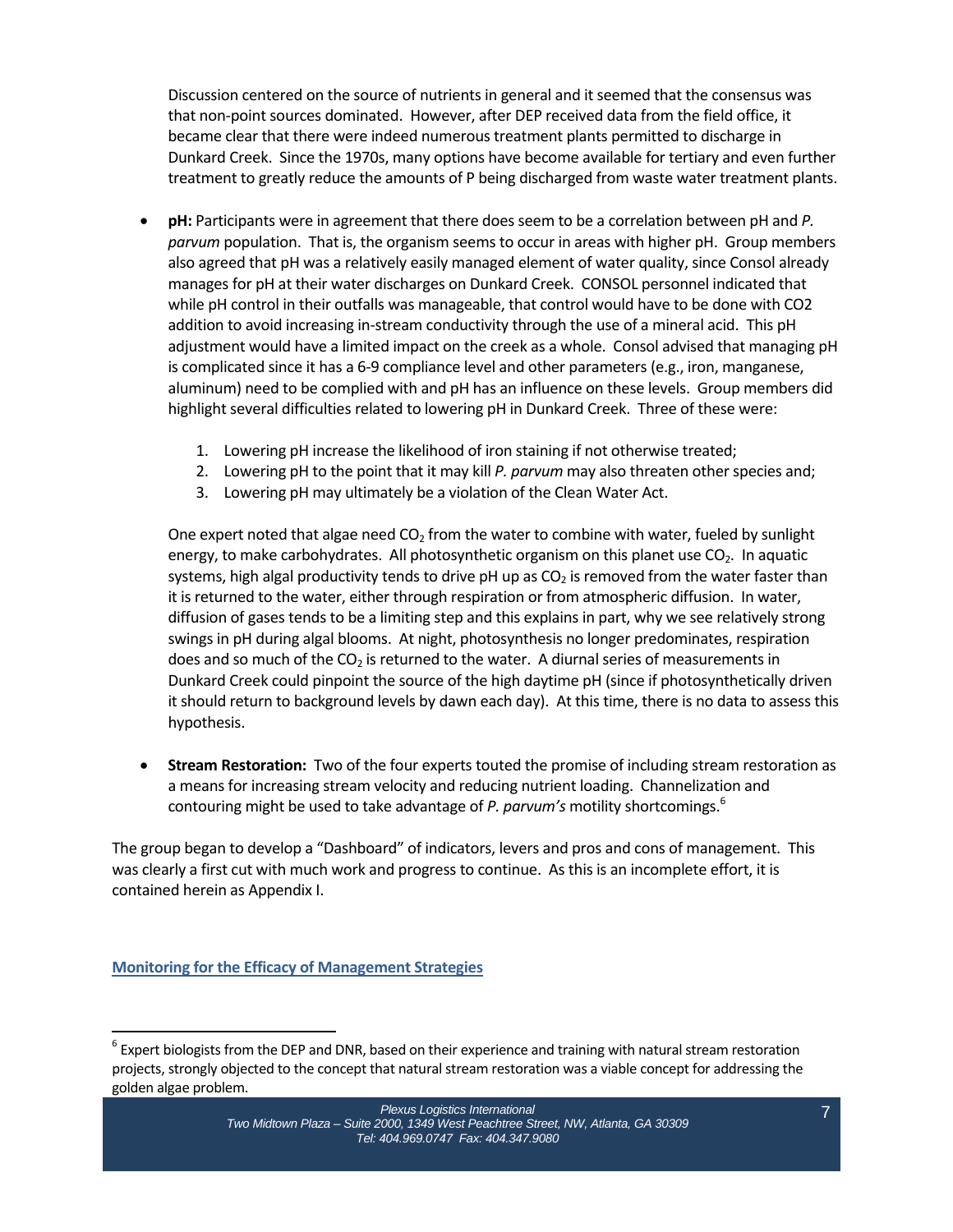Discussion centered on the source of nutrients in general and it seemed that the consensus was that non-point sources dominated. However, after DEP received data from the field office, it became clear that there were indeed numerous treatment plants permitted to discharge in Dunkard Creek. Since the 1970s, many options have become available for tertiary and even further treatment to greatly reduce the amounts of P being discharged from waste water treatment plants.

- **pH:** Participants were in agreement that there does seem to be a correlation between pH and *P. parvum* population. That is, the organism seems to occur in areas with higher pH. Group members also agreed that pH was a relatively easily managed element of water quality, since Consol already manages for pH at their water discharges on Dunkard Creek. CONSOL personnel indicated that while pH control in their outfalls was manageable, that control would have to be done with CO2 addition to avoid increasing in-stream conductivity through the use of a mineral acid. This pH adjustment would have a limited impact on the creek as a whole. Consol advised that managing pH is complicated since it has a 6-9 compliance level and other parameters (e.g., iron, manganese, aluminum) need to be complied with and pH has an influence on these levels. Group members did highlight several difficulties related to lowering pH in Dunkard Creek. Three of these were:

  1. Lowering pH increase the likelihood of iron staining if not otherwise treated;
  2. Lowering pH to the point that it may kill *P. parvum* may also threaten other species and;
  3. Lowering pH may ultimately be a violation of the Clean Water Act.

  One expert noted that algae need $CO_2$ from the water to combine with water, fueled by sunlight energy, to make carbohydrates. All photosynthetic organism on this planet use $CO_2$. In aquatic systems, high algal productivity tends to drive pH up as $CO_2$ is removed from the water faster than it is returned to the water, either through respiration or from atmospheric diffusion. In water, diffusion of gases tends to be a limiting step and this explains in part, why we see relatively strong swings in pH during algal blooms. At night, photosynthesis no longer predominates, respiration does and so much of the $CO_2$ is returned to the water. A diurnal series of measurements in Dunkard Creek could pinpoint the source of the high daytime pH (since if photosynthetically driven it should return to background levels by dawn each day). At this time, there is no data to assess this hypothesis.

- **Stream Restoration:** Two of the four experts touted the promise of including stream restoration as a means for increasing stream velocity and reducing nutrient loading. Channelization and contouring might be used to take advantage of *P. parvum's* motility shortcomings.[6]

The group began to develop a "Dashboard" of indicators, levers and pros and cons of management. This was clearly a first cut with much work and progress to continue. As this is an incomplete effort, it is contained herein as Appendix I.

## Monitoring for the Efficacy of Management Strategies

[6] Expert biologists from the DEP and DNR, based on their experience and training with natural stream restoration projects, strongly objected to the concept that natural stream restoration was a viable concept for addressing the golden algae problem.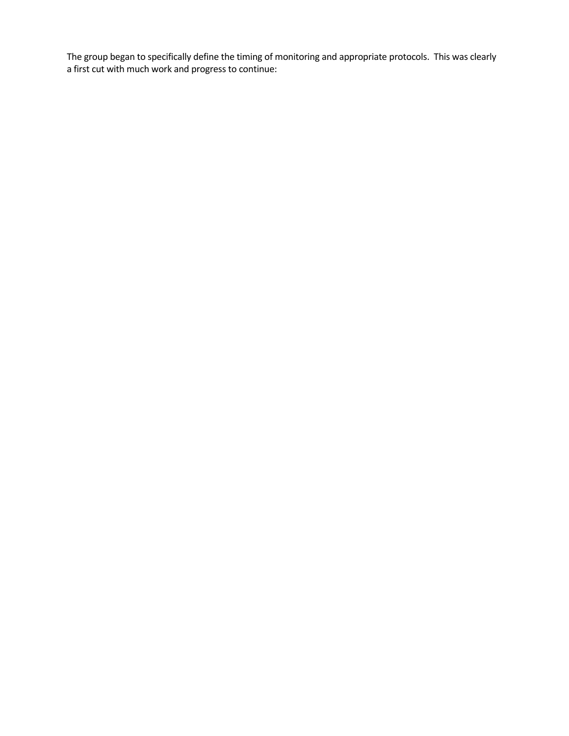The group began to specifically define the timing of monitoring and appropriate protocols. This was clearly a first cut with much work and progress to continue: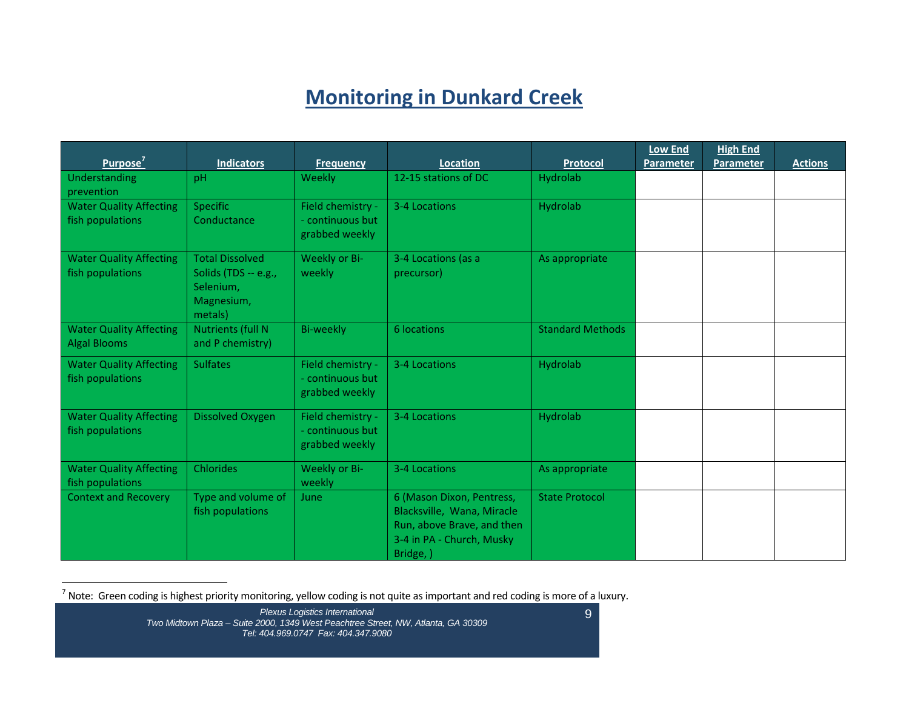# Monitoring in Dunkard Creek

| Purpose[7] | Indicators | Frequency | Location | Protocol | Low End Parameter | High End Parameter | Actions |
|---|---|---|---|---|---|---|---|
| Understanding prevention | pH | Weekly | 12-15 stations of DC | Hydrolab | | | |
| Water Quality Affecting fish populations | Specific Conductance | Field chemistry -- continuous but grabbed weekly | 3-4 Locations | Hydrolab | | | |
| Water Quality Affecting fish populations | Total Dissolved Solids (TDS -- e.g., Selenium, Magnesium, metals) | Weekly or Bi-weekly | 3-4 Locations (as a precursor) | As appropriate | | | |
| Water Quality Affecting Algal Blooms | Nutrients (full N and P chemistry) | Bi-weekly | 6 locations | Standard Methods | | | |
| Water Quality Affecting fish populations | Sulfates | Field chemistry -- continuous but grabbed weekly | 3-4 Locations | Hydrolab | | | |
| Water Quality Affecting fish populations | Dissolved Oxygen | Field chemistry -- continuous but grabbed weekly | 3-4 Locations | Hydrolab | | | |
| Water Quality Affecting fish populations | Chlorides | Weekly or Bi-weekly | 3-4 Locations | As appropriate | | | |
| Context and Recovery | Type and volume of fish populations | June | 6 (Mason Dixon, Pentress, Blacksville, Wana, Miracle Run, above Brave, and then 3-4 in PA - Church, Musky Bridge, ) | State Protocol | | | |

[7] Note: Green coding is highest priority monitoring, yellow coding is not quite as important and red coding is more of a luxury.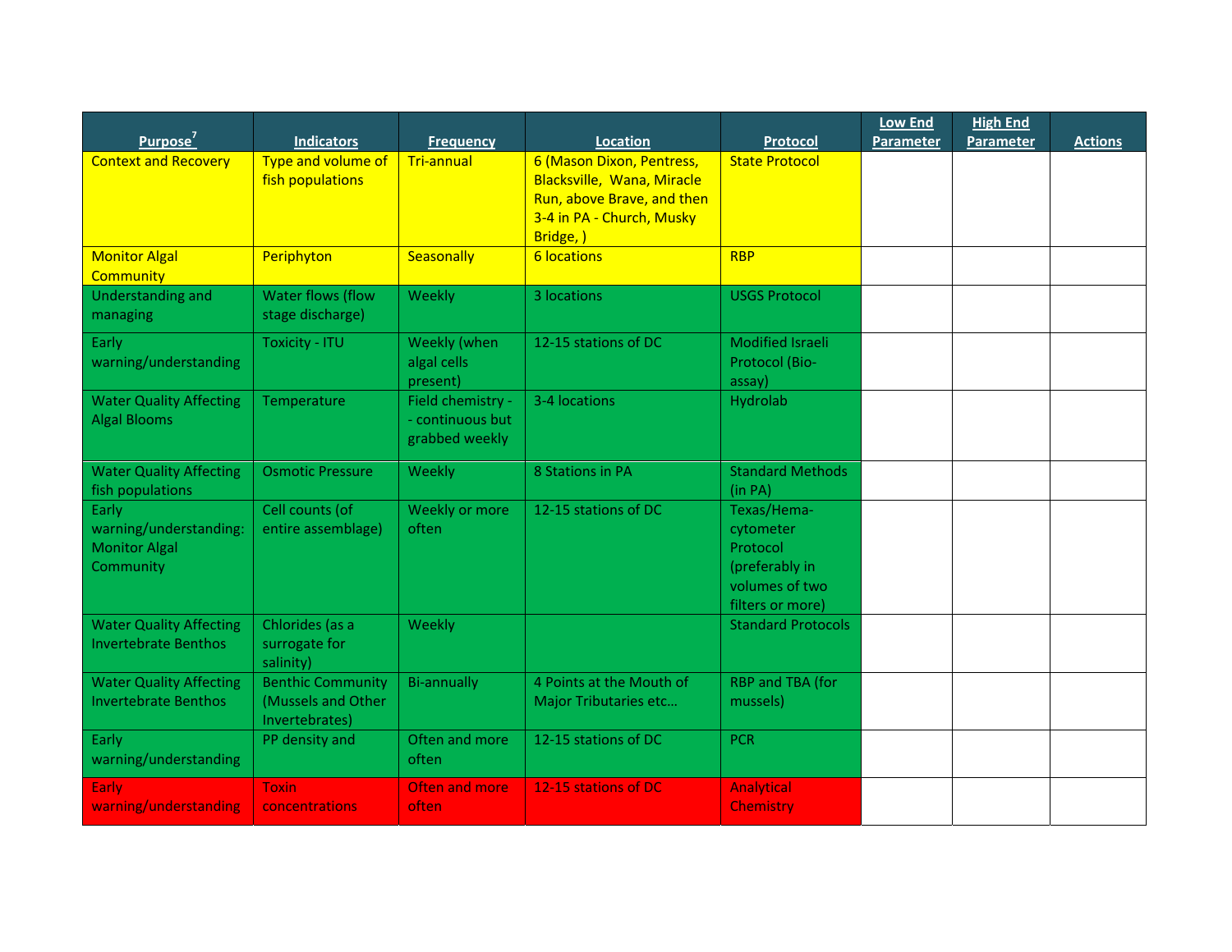| Purpose[7] | Indicators | Frequency | Location | Protocol | Low End Parameter | High End Parameter | Actions |
|---|---|---|---|---|---|---|---|
| Context and Recovery | Type and volume of fish populations | Tri-annual | 6 (Mason Dixon, Pentress, Blacksville, Wana, Miracle Run, above Brave, and then 3-4 in PA - Church, Musky Bridge, ) | State Protocol | | | |
| Monitor Algal Community | Periphyton | Seasonally | 6 locations | RBP | | | |
| Understanding and managing | Water flows (flow stage discharge) | Weekly | 3 locations | USGS Protocol | | | |
| Early warning/understanding | Toxicity - ITU | Weekly (when algal cells present) | 12-15 stations of DC | Modified Israeli Protocol (Bio-assay) | | | |
| Water Quality Affecting Algal Blooms | Temperature | Field chemistry -- continuous but grabbed weekly | 3-4 locations | Hydrolab | | | |
| Water Quality Affecting fish populations | Osmotic Pressure | Weekly | 8 Stations in PA | Standard Methods (in PA) | | | |
| Early warning/understanding: Monitor Algal Community | Cell counts (of entire assemblage) | Weekly or more often | 12-15 stations of DC | Texas/Hema-cytometer Protocol (preferably in volumes of two filters or more) | | | |
| Water Quality Affecting Invertebrate Benthos | Chlorides (as a surrogate for salinity) | Weekly | | Standard Protocols | | | |
| Water Quality Affecting Invertebrate Benthos | Benthic Community (Mussels and Other Invertebrates) | Bi-annually | 4 Points at the Mouth of Major Tributaries etc… | RBP and TBA (for mussels) | | | |
| Early warning/understanding | PP density and | Often and more often | 12-15 stations of DC | PCR | | | |
| Early warning/understanding | Toxin concentrations | Often and more often | 12-15 stations of DC | Analytical Chemistry | | | |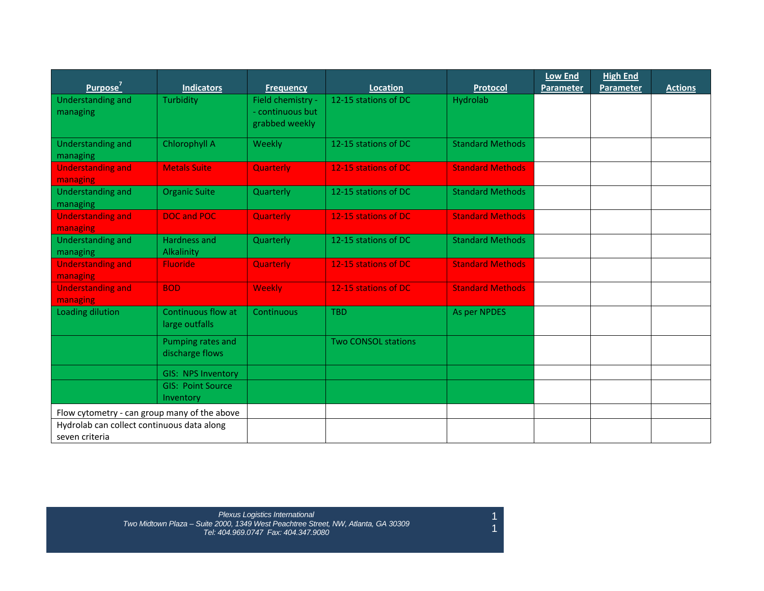| Purpose[7] | Indicators | Frequency | Location | Protocol | Low End Parameter | High End Parameter | Actions |
|---|---|---|---|---|---|---|---|
| Understanding and managing | Turbidity | Field chemistry -- continuous but grabbed weekly | 12-15 stations of DC | Hydrolab | | | |
| Understanding and managing | Chlorophyll A | Weekly | 12-15 stations of DC | Standard Methods | | | |
| Understanding and managing | Metals Suite | Quarterly | 12-15 stations of DC | Standard Methods | | | |
| Understanding and managing | Organic Suite | Quarterly | 12-15 stations of DC | Standard Methods | | | |
| Understanding and managing | DOC and POC | Quarterly | 12-15 stations of DC | Standard Methods | | | |
| Understanding and managing | Hardness and Alkalinity | Quarterly | 12-15 stations of DC | Standard Methods | | | |
| Understanding and managing | Fluoride | Quarterly | 12-15 stations of DC | Standard Methods | | | |
| Understanding and managing | BOD | Weekly | 12-15 stations of DC | Standard Methods | | | |
| Loading dilution | Continuous flow at large outfalls | Continuous | TBD | As per NPDES | | | |
| | Pumping rates and discharge flows | | Two CONSOL stations | | | | |
| | GIS: NPS Inventory | | | | | | |
| | GIS: Point Source Inventory | | | | | | |
| Flow cytometry - can group many of the above | | | | | | | |
| Hydrolab can collect continuous data along seven criteria | | | | | | | |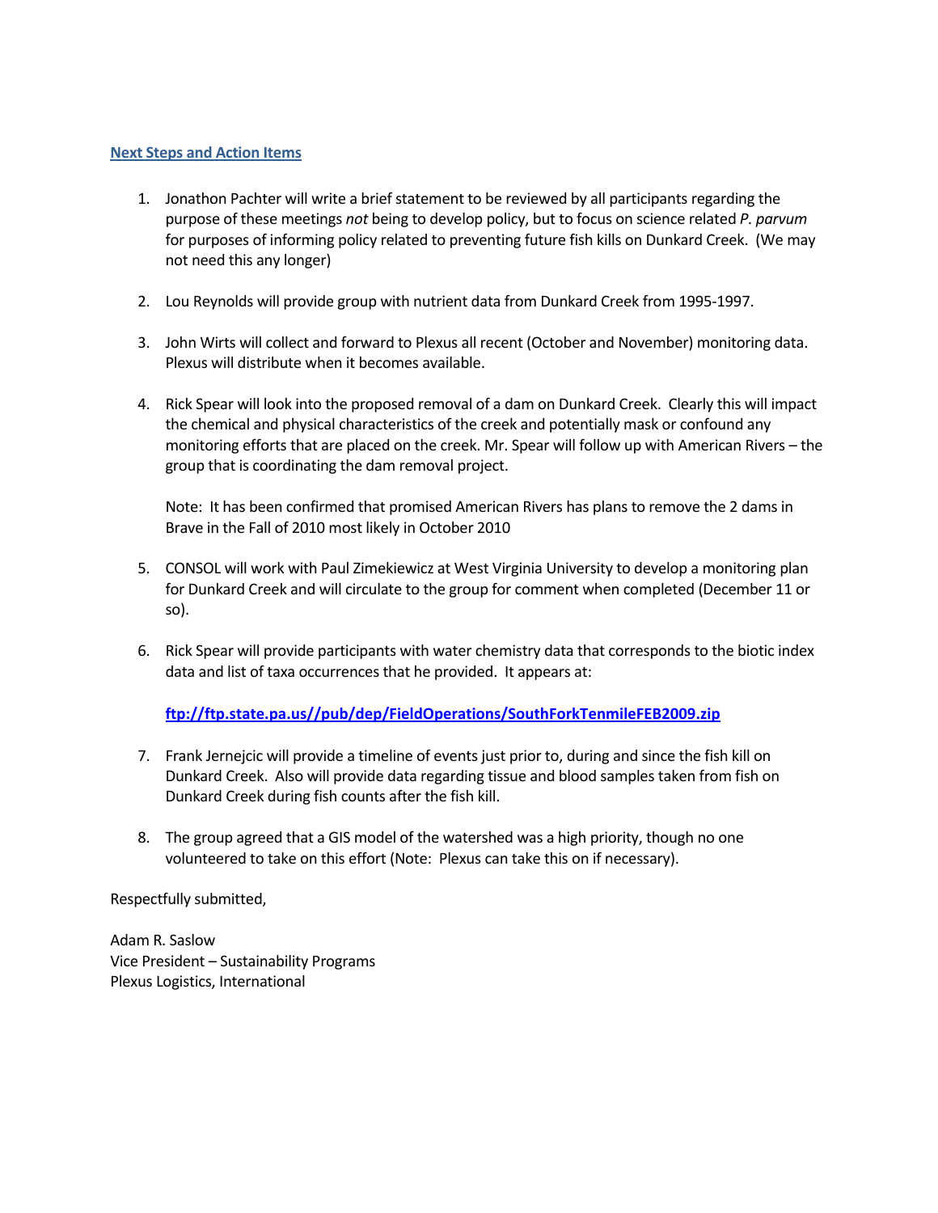## Next Steps and Action Items

1. Jonathon Pachter will write a brief statement to be reviewed by all participants regarding the purpose of these meetings *not* being to develop policy, but to focus on science related *P. parvum* for purposes of informing policy related to preventing future fish kills on Dunkard Creek. (We may not need this any longer)

2. Lou Reynolds will provide group with nutrient data from Dunkard Creek from 1995-1997.

3. John Wirts will collect and forward to Plexus all recent (October and November) monitoring data. Plexus will distribute when it becomes available.

4. Rick Spear will look into the proposed removal of a dam on Dunkard Creek. Clearly this will impact the chemical and physical characteristics of the creek and potentially mask or confound any monitoring efforts that are placed on the creek. Mr. Spear will follow up with American Rivers – the group that is coordinating the dam removal project.

   Note: It has been confirmed that promised American Rivers has plans to remove the 2 dams in Brave in the Fall of 2010 most likely in October 2010

5. CONSOL will work with Paul Zimekiewicz at West Virginia University to develop a monitoring plan for Dunkard Creek and will circulate to the group for comment when completed (December 11 or so).

6. Rick Spear will provide participants with water chemistry data that corresponds to the biotic index data and list of taxa occurrences that he provided. It appears at:

   **ftp://ftp.state.pa.us//pub/dep/FieldOperations/SouthForkTenmileFEB2009.zip**

7. Frank Jernejcic will provide a timeline of events just prior to, during and since the fish kill on Dunkard Creek. Also will provide data regarding tissue and blood samples taken from fish on Dunkard Creek during fish counts after the fish kill.

8. The group agreed that a GIS model of the watershed was a high priority, though no one volunteered to take on this effort (Note: Plexus can take this on if necessary).

Respectfully submitted,

Adam R. Saslow
Vice President – Sustainability Programs
Plexus Logistics, International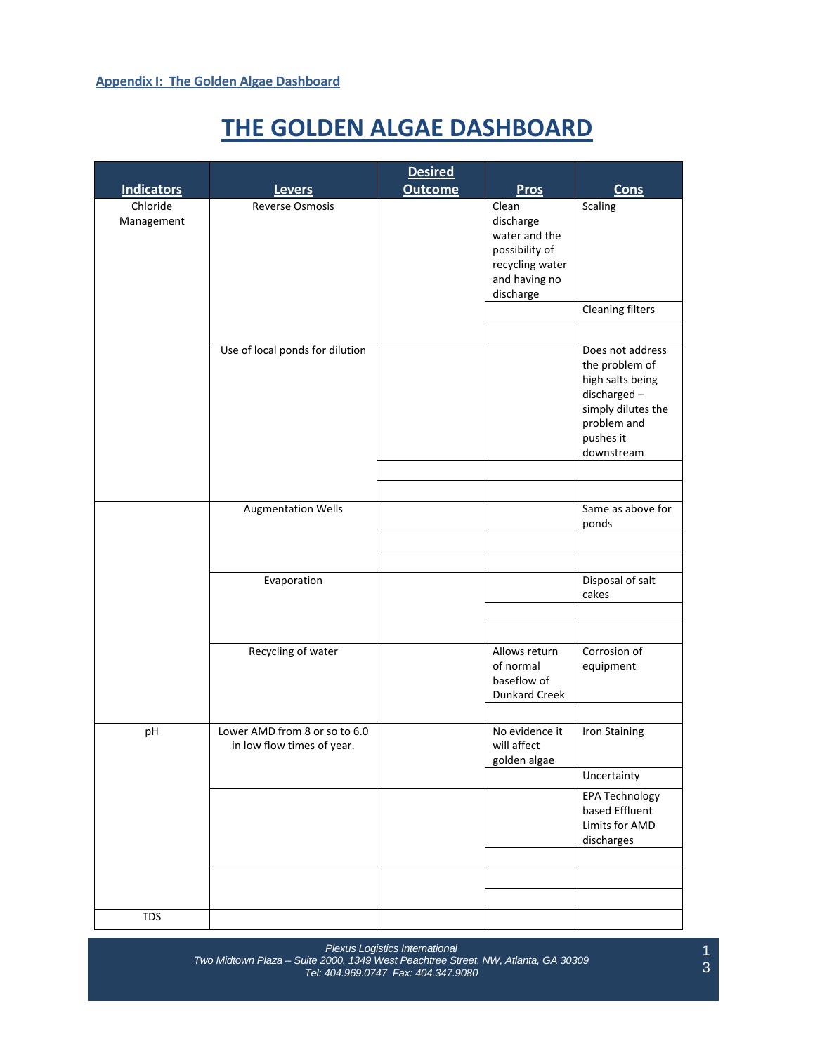**Appendix I: The Golden Algae Dashboard**

# THE GOLDEN ALGAE DASHBOARD

| Indicators | Levers | Desired Outcome | Pros | Cons |
|---|---|---|---|---|
| Chloride Management | Reverse Osmosis | | Clean discharge water and the possibility of recycling water and having no discharge | Scaling |
| | | | | Cleaning filters |
| | | | | |
| | Use of local ponds for dilution | | | Does not address the problem of high salts being discharged – simply dilutes the problem and pushes it downstream |
| | | | | |
| | | | | |
| | Augmentation Wells | | | Same as above for ponds |
| | | | | |
| | | | | |
| | Evaporation | | | Disposal of salt cakes |
| | | | | |
| | | | | |
| | Recycling of water | | Allows return of normal baseflow of Dunkard Creek | Corrosion of equipment |
| | | | | |
| pH | Lower AMD from 8 or so to 6.0 in low flow times of year. | | No evidence it will affect golden algae | Iron Staining |
| | | | | Uncertainty |
| | | | | EPA Technology based Effluent Limits for AMD discharges |
| | | | | |
| | | | | |
| | | | | |
| TDS | | | | |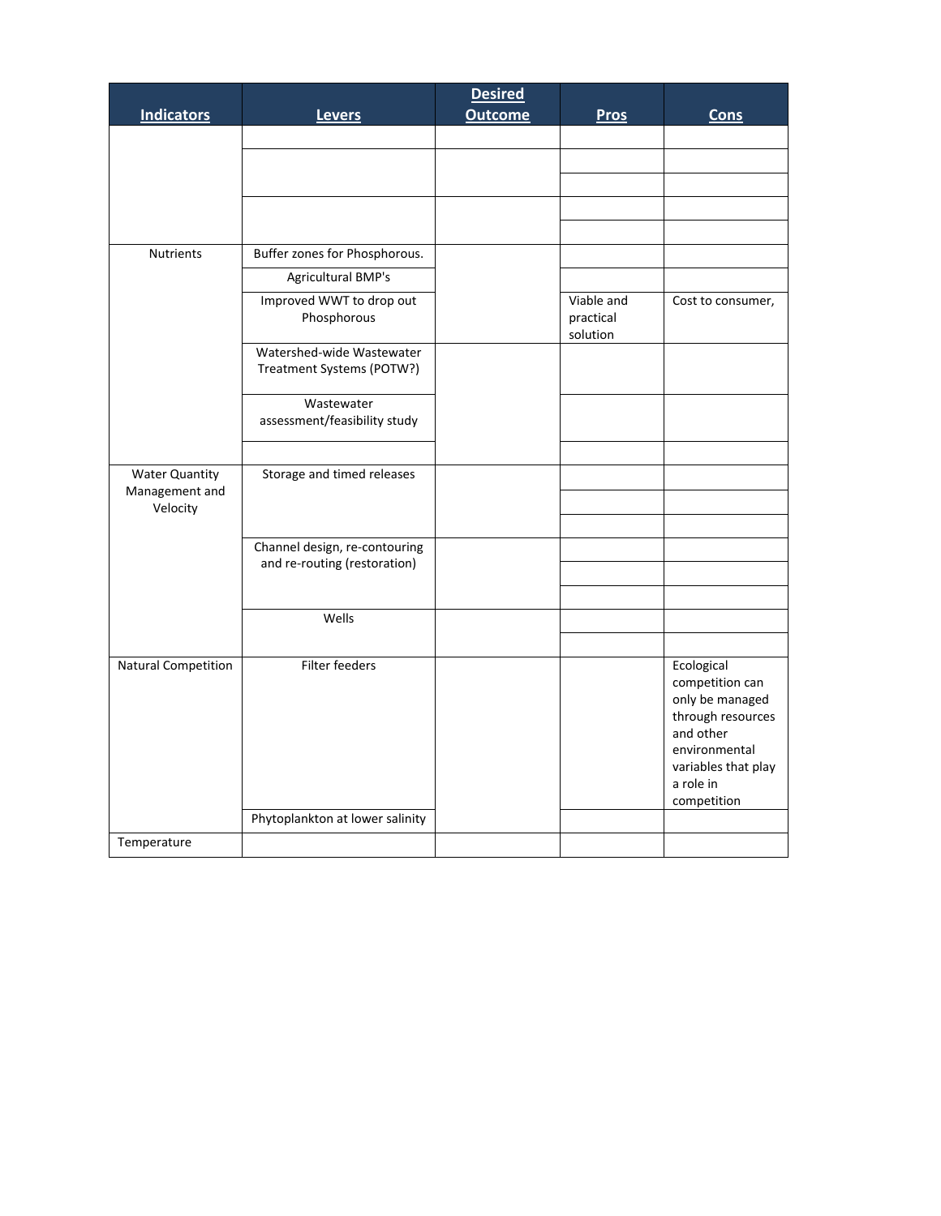| Indicators | Levers | Desired Outcome | Pros | Cons |
|---|---|---|---|---|
| | | | | |
| | | | | |
| | | | | |
| | | | | |
| | | | | |
| Nutrients | Buffer zones for Phosphorous. | | | |
| | Agricultural BMP's | | | |
| | Improved WWT to drop out Phosphorous | | Viable and practical solution | Cost to consumer, |
| | Watershed-wide Wastewater Treatment Systems (POTW?) | | | |
| | Wastewater assessment/feasibility study | | | |
| | | | | |
| Water Quantity Management and Velocity | Storage and timed releases | | | |
| | | | | |
| | | | | |
| | Channel design, re-contouring and re-routing (restoration) | | | |
| | | | | |
| | | | | |
| | Wells | | | |
| | | | | |
| Natural Competition | Filter feeders | | | Ecological competition can only be managed through resources and other environmental variables that play a role in competition |
| | Phytoplankton at lower salinity | | | |
| Temperature | | | | |